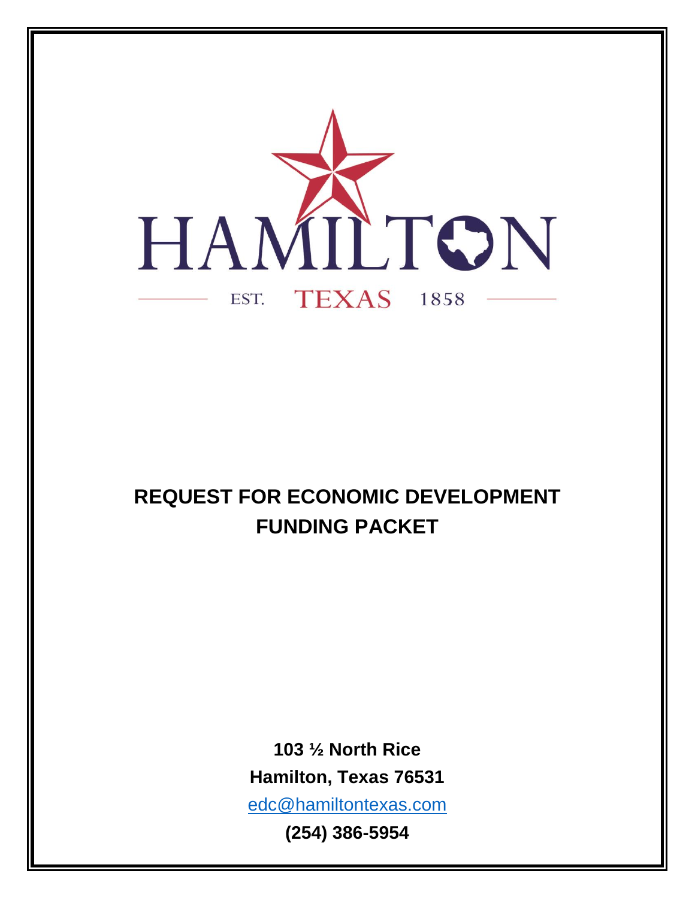HAMILTON

EST. TEXAS 1858

# REQUEST FOR ECONOMIC DEVELOPMENT FUNDING PACKET

**103 ½ North Rice**

**Hamilton, Texas 76531**

edc@hamiltontexas.com

**(254) 386-5954**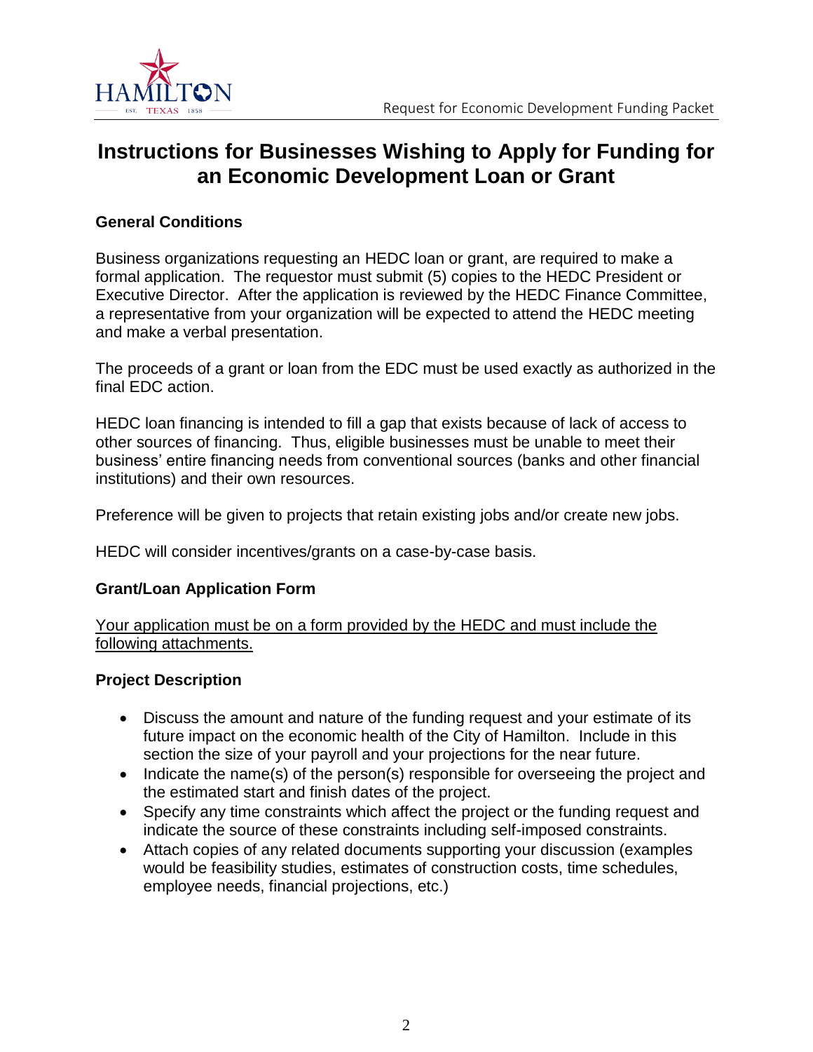# Instructions for Businesses Wishing to Apply for Funding for an Economic Development Loan or Grant

**General Conditions**

Business organizations requesting an HEDC loan or grant, are required to make a formal application. The requestor must submit (5) copies to the HEDC President or Executive Director. After the application is reviewed by the HEDC Finance Committee, a representative from your organization will be expected to attend the HEDC meeting and make a verbal presentation.

The proceeds of a grant or loan from the EDC must be used exactly as authorized in the final EDC action.

HEDC loan financing is intended to fill a gap that exists because of lack of access to other sources of financing. Thus, eligible businesses must be unable to meet their business' entire financing needs from conventional sources (banks and other financial institutions) and their own resources.

Preference will be given to projects that retain existing jobs and/or create new jobs.

HEDC will consider incentives/grants on a case-by-case basis.

**Grant/Loan Application Form**

<u>Your application must be on a form provided by the HEDC and must include the following attachments.</u>

**Project Description**

- Discuss the amount and nature of the funding request and your estimate of its future impact on the economic health of the City of Hamilton. Include in this section the size of your payroll and your projections for the near future.
- Indicate the name(s) of the person(s) responsible for overseeing the project and the estimated start and finish dates of the project.
- Specify any time constraints which affect the project or the funding request and indicate the source of these constraints including self-imposed constraints.
- Attach copies of any related documents supporting your discussion (examples would be feasibility studies, estimates of construction costs, time schedules, employee needs, financial projections, etc.)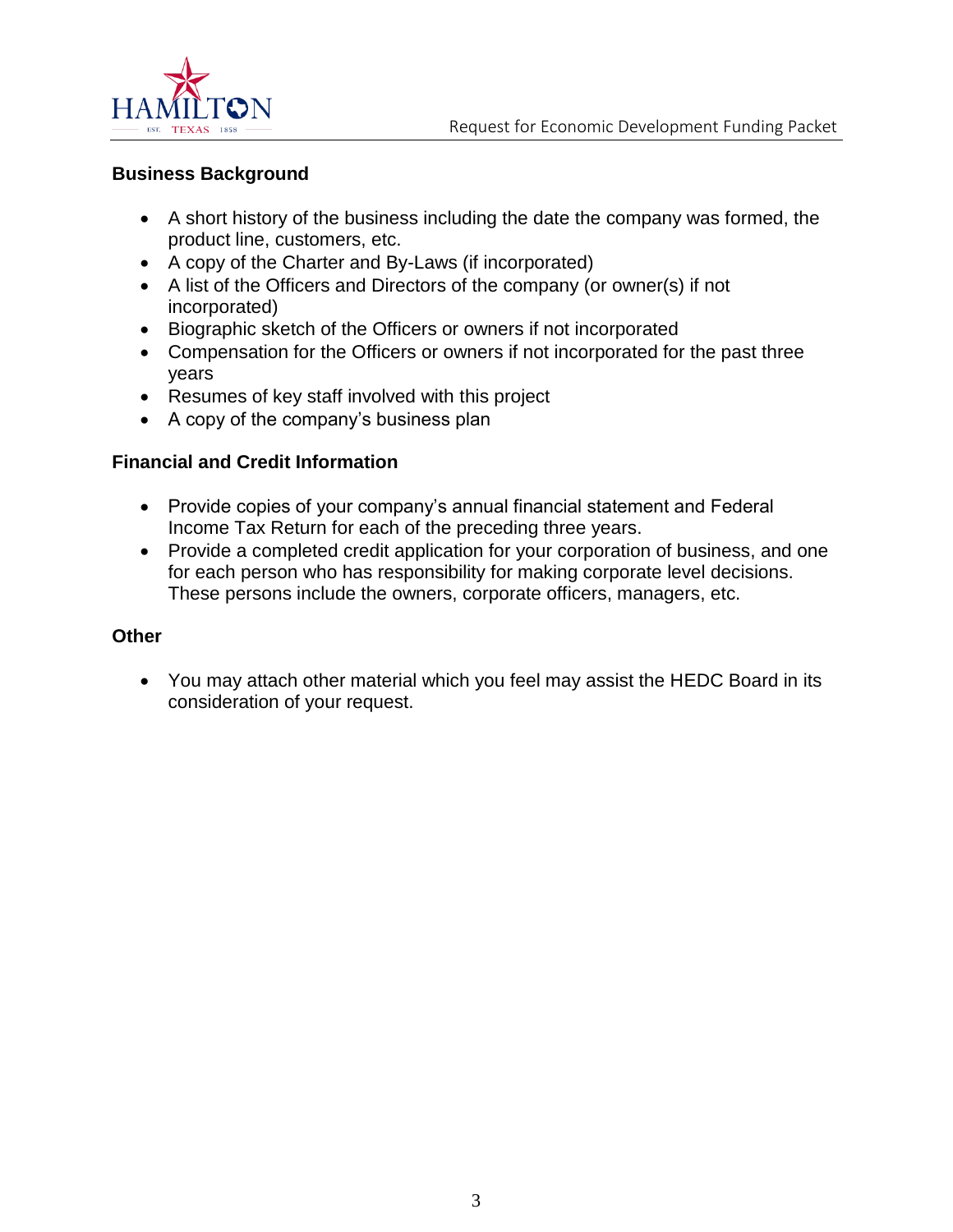### Business Background

- A short history of the business including the date the company was formed, the product line, customers, etc.
- A copy of the Charter and By-Laws (if incorporated)
- A list of the Officers and Directors of the company (or owner(s) if not incorporated)
- Biographic sketch of the Officers or owners if not incorporated
- Compensation for the Officers or owners if not incorporated for the past three years
- Resumes of key staff involved with this project
- A copy of the company's business plan

### Financial and Credit Information

- Provide copies of your company's annual financial statement and Federal Income Tax Return for each of the preceding three years.
- Provide a completed credit application for your corporation of business, and one for each person who has responsibility for making corporate level decisions. These persons include the owners, corporate officers, managers, etc.

### Other

- You may attach other material which you feel may assist the HEDC Board in its consideration of your request.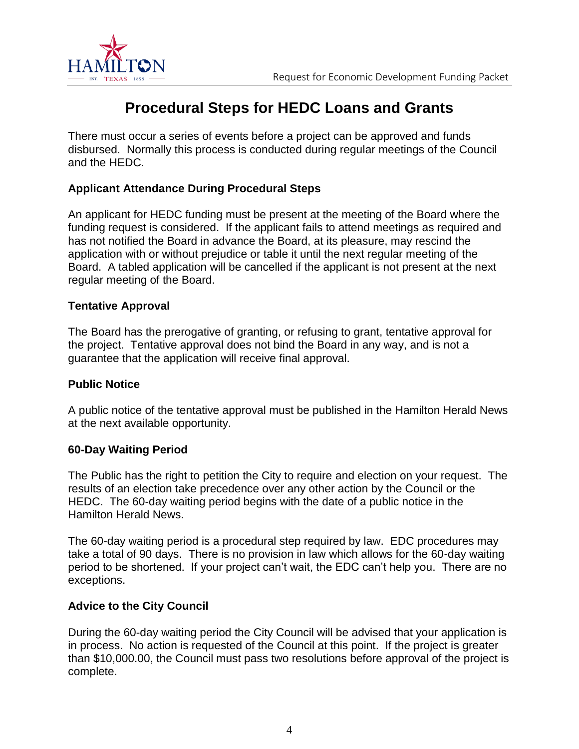# Procedural Steps for HEDC Loans and Grants

There must occur a series of events before a project can be approved and funds disbursed. Normally this process is conducted during regular meetings of the Council and the HEDC.

### Applicant Attendance During Procedural Steps

An applicant for HEDC funding must be present at the meeting of the Board where the funding request is considered. If the applicant fails to attend meetings as required and has not notified the Board in advance the Board, at its pleasure, may rescind the application with or without prejudice or table it until the next regular meeting of the Board. A tabled application will be cancelled if the applicant is not present at the next regular meeting of the Board.

### Tentative Approval

The Board has the prerogative of granting, or refusing to grant, tentative approval for the project. Tentative approval does not bind the Board in any way, and is not a guarantee that the application will receive final approval.

### Public Notice

A public notice of the tentative approval must be published in the Hamilton Herald News at the next available opportunity.

### 60-Day Waiting Period

The Public has the right to petition the City to require and election on your request. The results of an election take precedence over any other action by the Council or the HEDC. The 60-day waiting period begins with the date of a public notice in the Hamilton Herald News.

The 60-day waiting period is a procedural step required by law. EDC procedures may take a total of 90 days. There is no provision in law which allows for the 60-day waiting period to be shortened. If your project can't wait, the EDC can't help you. There are no exceptions.

### Advice to the City Council

During the 60-day waiting period the City Council will be advised that your application is in process. No action is requested of the Council at this point. If the project is greater than $10,000.00, the Council must pass two resolutions before approval of the project is complete.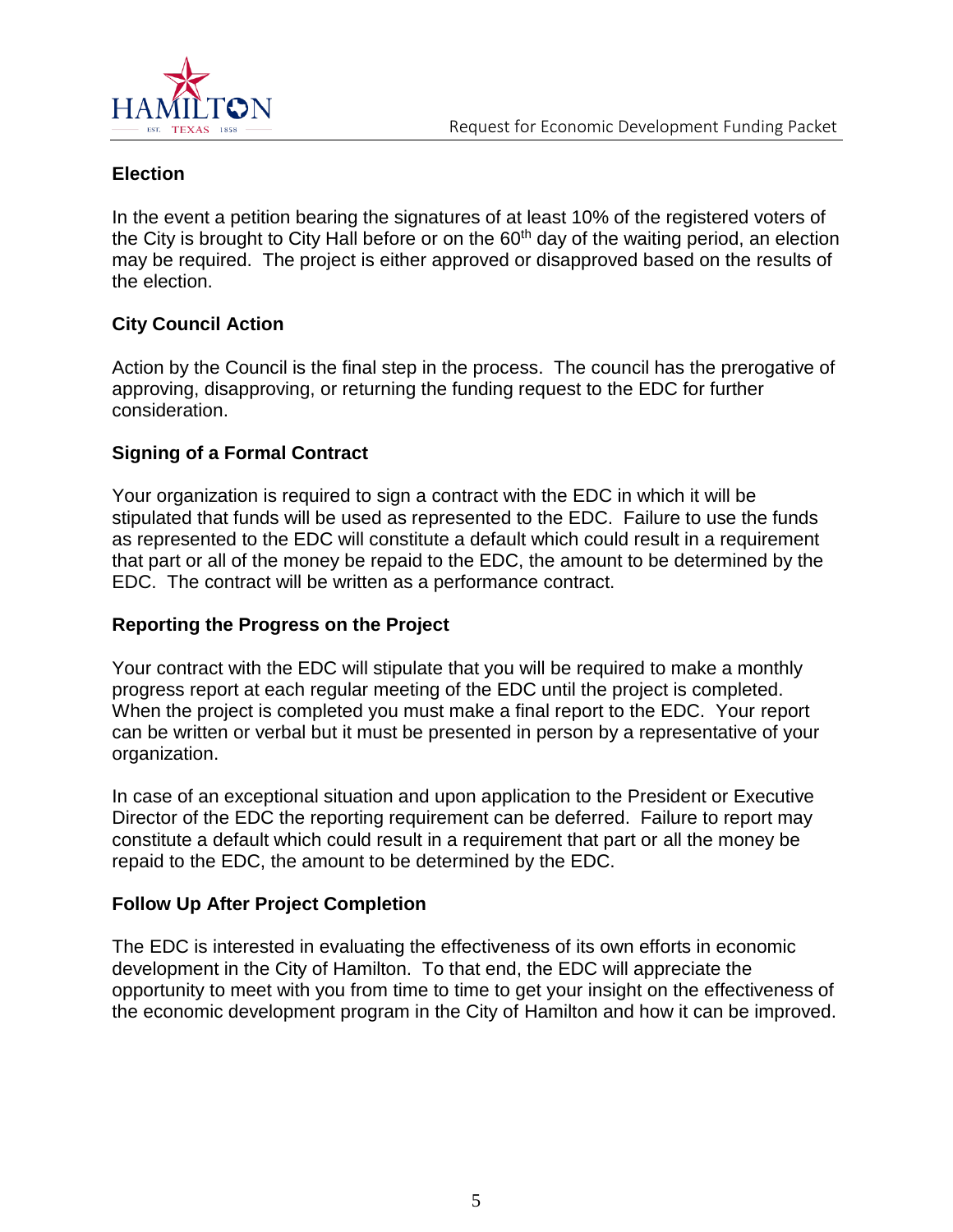### Election

In the event a petition bearing the signatures of at least 10% of the registered voters of the City is brought to City Hall before or on the 60th day of the waiting period, an election may be required. The project is either approved or disapproved based on the results of the election.

### City Council Action

Action by the Council is the final step in the process. The council has the prerogative of approving, disapproving, or returning the funding request to the EDC for further consideration.

### Signing of a Formal Contract

Your organization is required to sign a contract with the EDC in which it will be stipulated that funds will be used as represented to the EDC. Failure to use the funds as represented to the EDC will constitute a default which could result in a requirement that part or all of the money be repaid to the EDC, the amount to be determined by the EDC. The contract will be written as a performance contract.

### Reporting the Progress on the Project

Your contract with the EDC will stipulate that you will be required to make a monthly progress report at each regular meeting of the EDC until the project is completed. When the project is completed you must make a final report to the EDC. Your report can be written or verbal but it must be presented in person by a representative of your organization.

In case of an exceptional situation and upon application to the President or Executive Director of the EDC the reporting requirement can be deferred. Failure to report may constitute a default which could result in a requirement that part or all the money be repaid to the EDC, the amount to be determined by the EDC.

### Follow Up After Project Completion

The EDC is interested in evaluating the effectiveness of its own efforts in economic development in the City of Hamilton. To that end, the EDC will appreciate the opportunity to meet with you from time to time to get your insight on the effectiveness of the economic development program in the City of Hamilton and how it can be improved.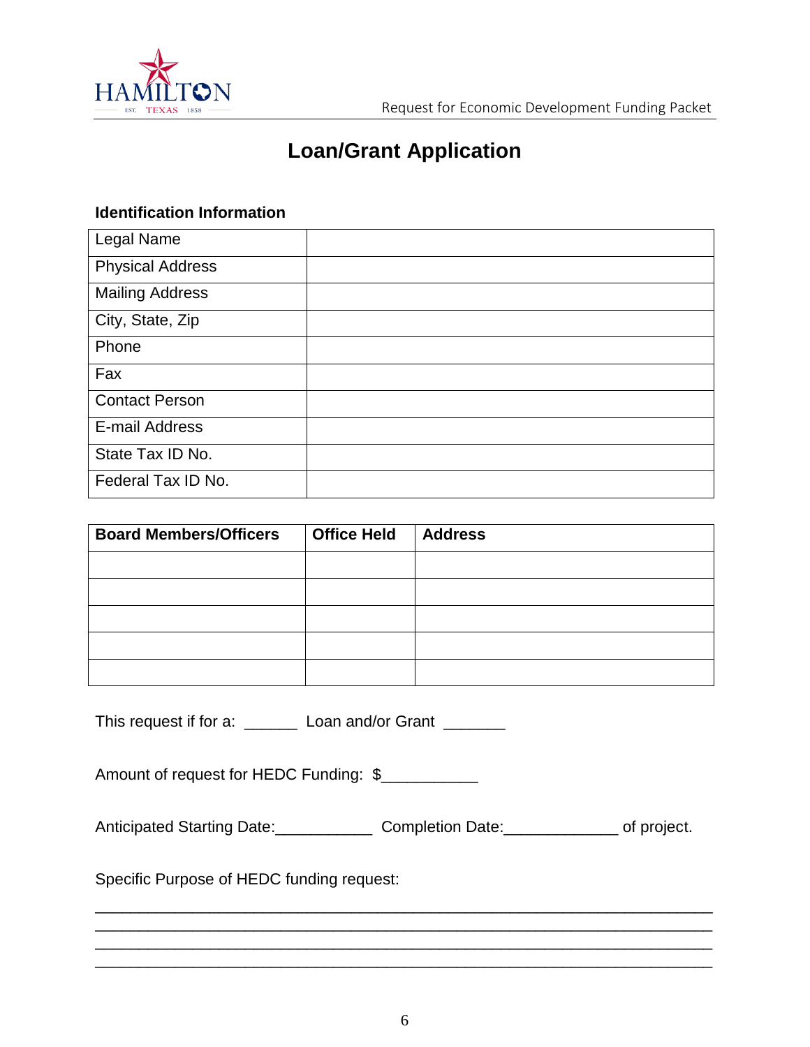# Loan/Grant Application

### Identification Information

| Legal Name | |
|---|---|
| Physical Address | |
| Mailing Address | |
| City, State, Zip | |
| Phone | |
| Fax | |
| Contact Person | |
| E-mail Address | |
| State Tax ID No. | |
| Federal Tax ID No. | |

| **Board Members/Officers** | **Office Held** | **Address** |
|---|---|---|
| | | |
| | | |
| | | |
| | | |
| | | |

This request if for a: ______ Loan and/or Grant _______

Amount of request for HEDC Funding: $___________

Anticipated Starting Date:___________ Completion Date:_____________ of project.

Specific Purpose of HEDC funding request:

_______________________________________________________________________
_______________________________________________________________________
_______________________________________________________________________
_______________________________________________________________________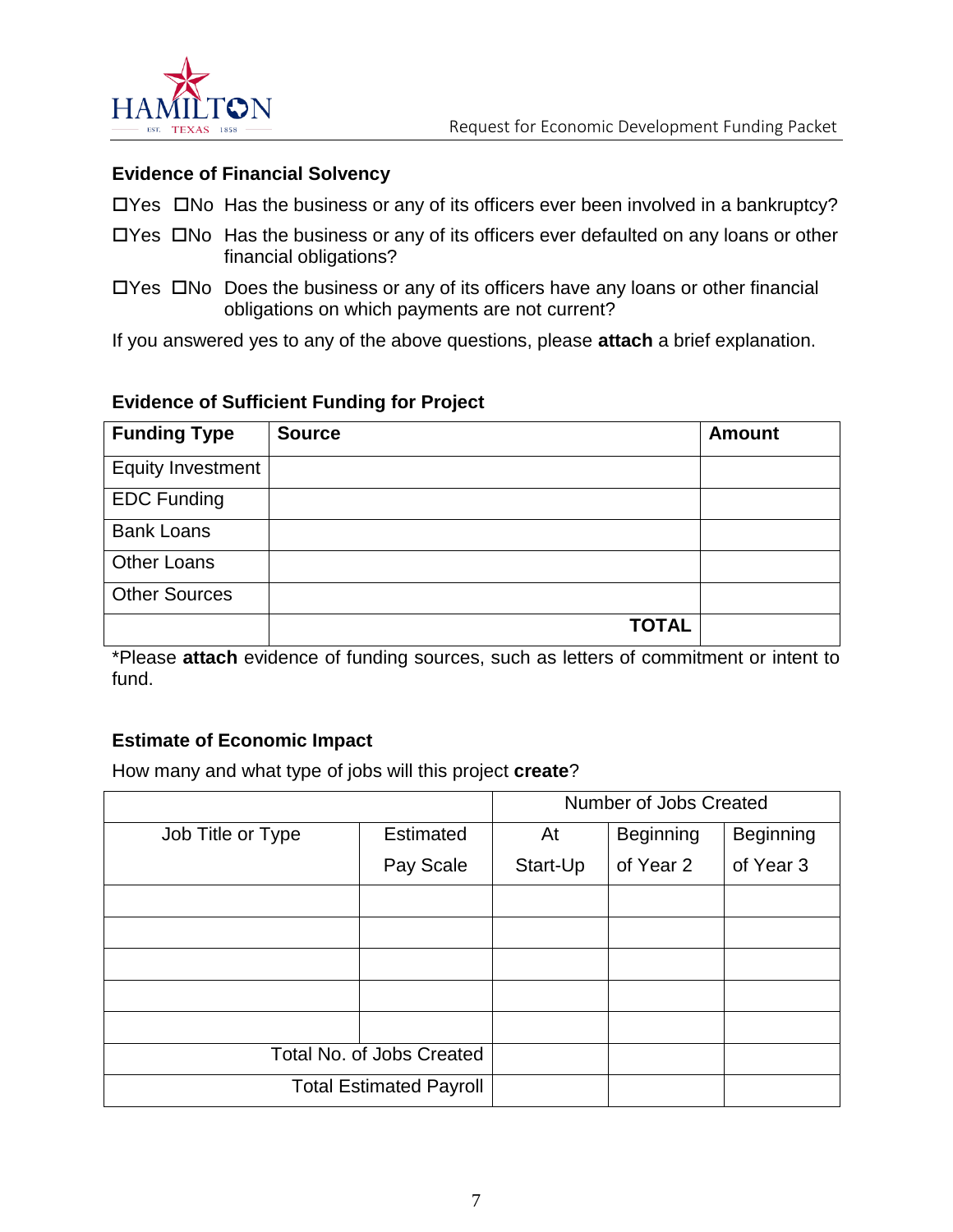### Evidence of Financial Solvency

☐Yes ☐No Has the business or any of its officers ever been involved in a bankruptcy?

☐Yes ☐No Has the business or any of its officers ever defaulted on any loans or other financial obligations?

☐Yes ☐No Does the business or any of its officers have any loans or other financial obligations on which payments are not current?

If you answered yes to any of the above questions, please **attach** a brief explanation.

### Evidence of Sufficient Funding for Project

| Funding Type | Source | Amount |
|---|---|---|
| Equity Investment | | |
| EDC Funding | | |
| Bank Loans | | |
| Other Loans | | |
| Other Sources | | |
| | **TOTAL** | |

*Please **attach** evidence of funding sources, such as letters of commitment or intent to fund.

### Estimate of Economic Impact

How many and what type of jobs will this project **create**?

| | | Number of Jobs Created | | |
|---|---|---|---|---|
| Job Title or Type | Estimated Pay Scale | At Start-Up | Beginning of Year 2 | Beginning of Year 3 |
| | | | | |
| | | | | |
| | | | | |
| | | | | |
| | | | | |
| | Total No. of Jobs Created | | | |
| | Total Estimated Payroll | | | |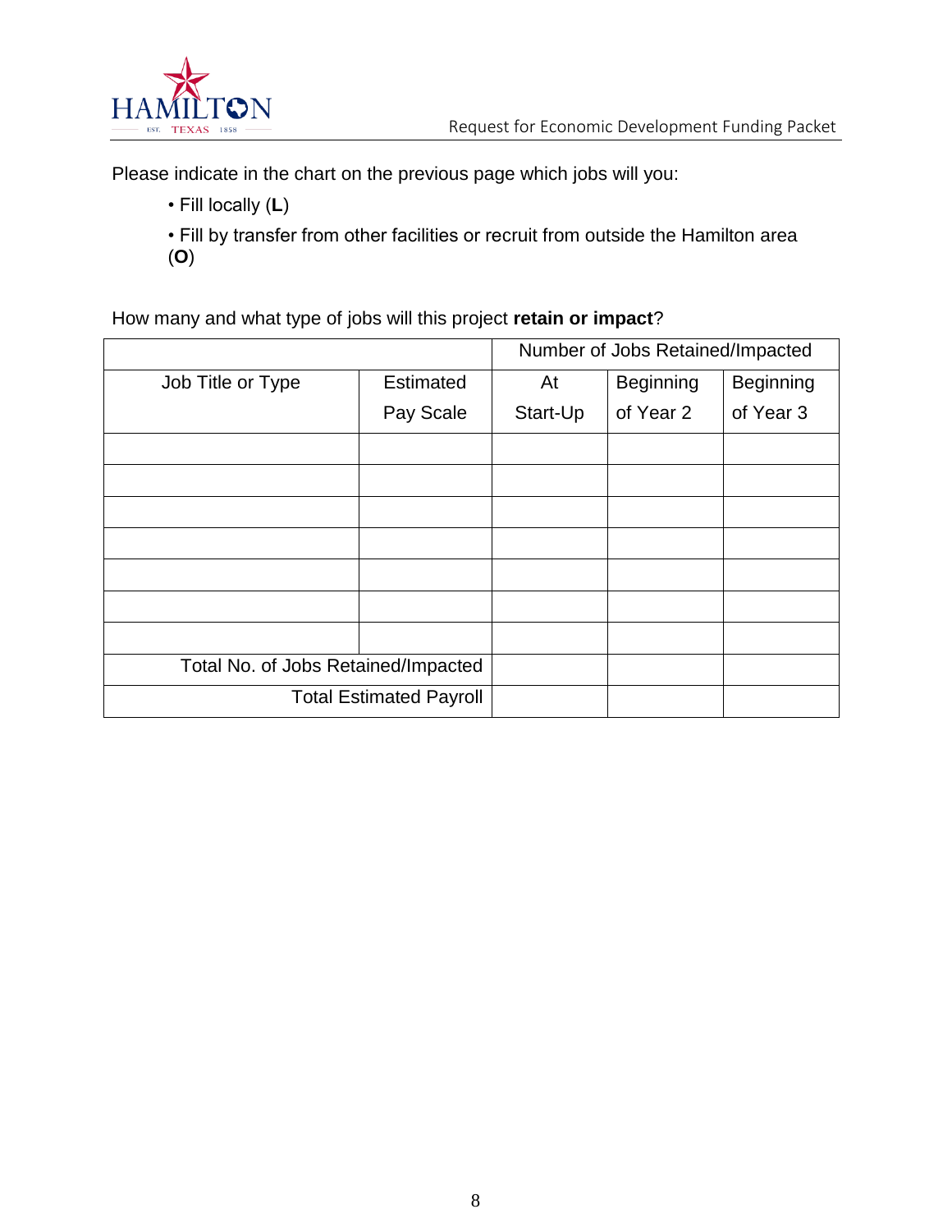Please indicate in the chart on the previous page which jobs will you:

- Fill locally (**L**)
- Fill by transfer from other facilities or recruit from outside the Hamilton area (**O**)

How many and what type of jobs will this project **retain or impact**?

| | | Number of Jobs Retained/Impacted | | |
|---|---|---|---|---|
| Job Title or Type | Estimated Pay Scale | At Start-Up | Beginning of Year 2 | Beginning of Year 3 |
| | | | | |
| | | | | |
| | | | | |
| | | | | |
| | | | | |
| | | | | |
| | | | | |
| Total No. of Jobs Retained/Impacted | | | | |
| Total Estimated Payroll | | | | |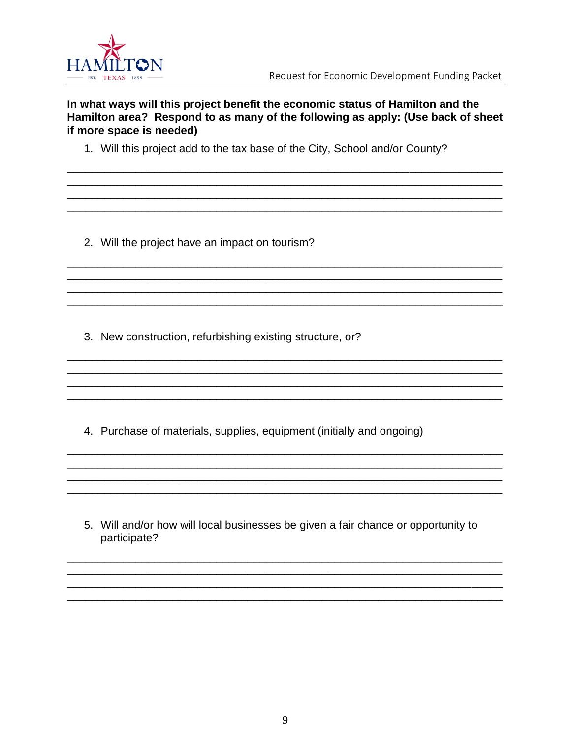**In what ways will this project benefit the economic status of Hamilton and the Hamilton area? Respond to as many of the following as apply: (Use back of sheet if more space is needed)**

1. Will this project add to the tax base of the City, School and/or County?

____________________________________________________________________________
____________________________________________________________________________
____________________________________________________________________________
____________________________________________________________________________

2. Will the project have an impact on tourism?

____________________________________________________________________________
____________________________________________________________________________
____________________________________________________________________________
____________________________________________________________________________

3. New construction, refurbishing existing structure, or?

____________________________________________________________________________
____________________________________________________________________________
____________________________________________________________________________
____________________________________________________________________________

4. Purchase of materials, supplies, equipment (initially and ongoing)

____________________________________________________________________________
____________________________________________________________________________
____________________________________________________________________________
____________________________________________________________________________

5. Will and/or how will local businesses be given a fair chance or opportunity to participate?

____________________________________________________________________________
____________________________________________________________________________
____________________________________________________________________________
____________________________________________________________________________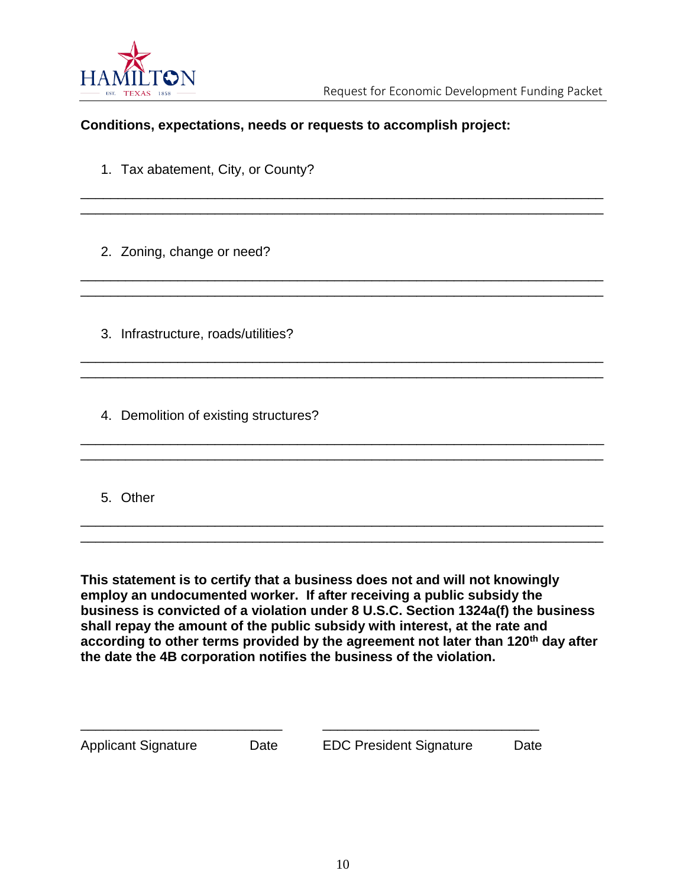**Conditions, expectations, needs or requests to accomplish project:**

1. Tax abatement, City, or County?

___________________________________________________________________________
___________________________________________________________________________

2. Zoning, change or need?

___________________________________________________________________________
___________________________________________________________________________

3. Infrastructure, roads/utilities?

___________________________________________________________________________
___________________________________________________________________________

4. Demolition of existing structures?

___________________________________________________________________________
___________________________________________________________________________

5. Other

___________________________________________________________________________
___________________________________________________________________________

**This statement is to certify that a business does not and will not knowingly employ an undocumented worker. If after receiving a public subsidy the business is convicted of a violation under 8 U.S.C. Section 1324a(f) the business shall repay the amount of the public subsidy with interest, at the rate and according to other terms provided by the agreement not later than 120th day after the date the 4B corporation notifies the business of the violation.**

_____________________________ _____________________________

Applicant Signature Date EDC President Signature Date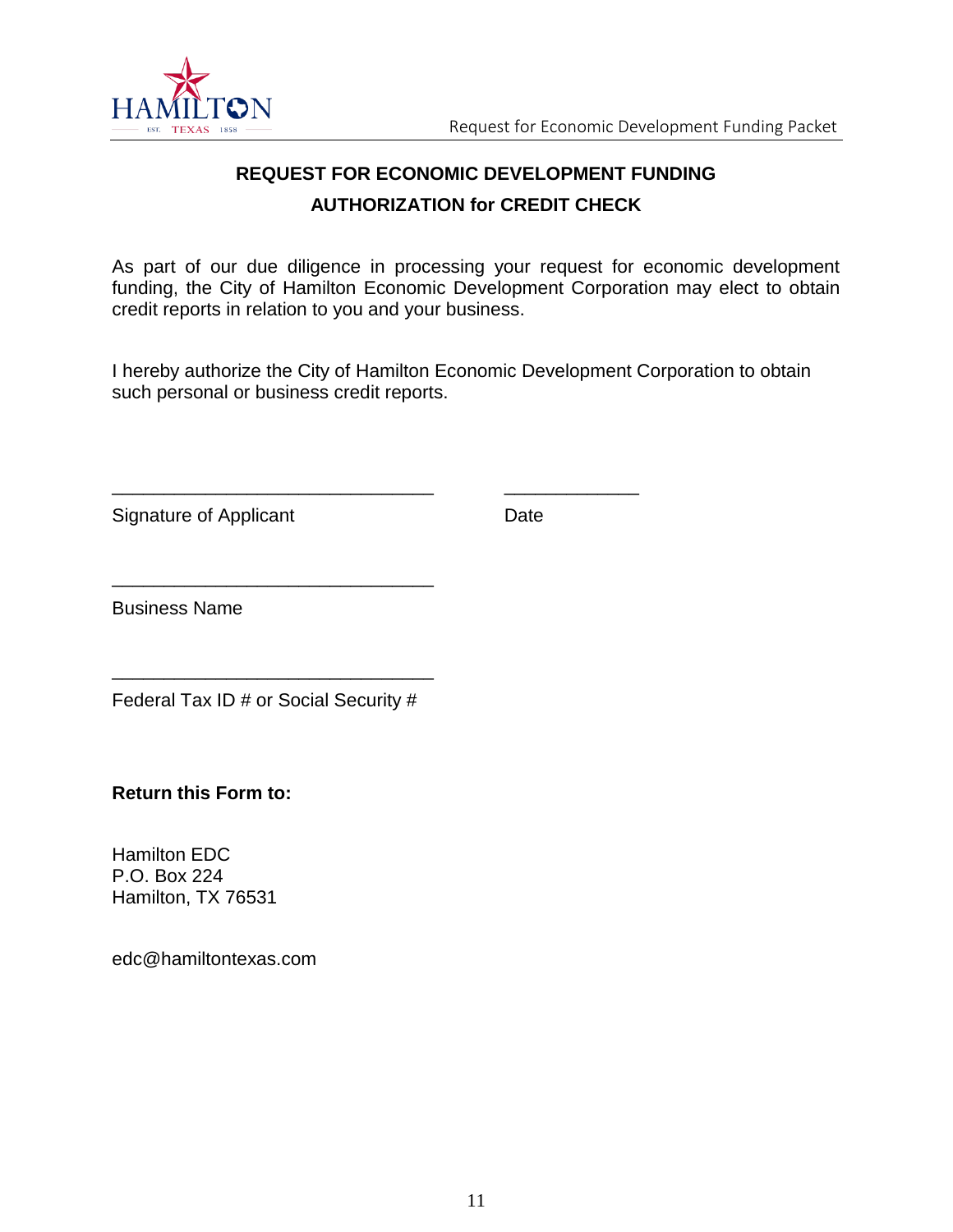## REQUEST FOR ECONOMIC DEVELOPMENT FUNDING

## AUTHORIZATION for CREDIT CHECK

As part of our due diligence in processing your request for economic development funding, the City of Hamilton Economic Development Corporation may elect to obtain credit reports in relation to you and your business.

I hereby authorize the City of Hamilton Economic Development Corporation to obtain such personal or business credit reports.

\_\_\_\_\_\_\_\_\_\_\_\_\_\_\_\_\_\_\_\_\_\_\_\_\_\_\_\_\_\_\_\_ \_\_\_\_\_\_\_\_\_\_\_\_\_

Signature of Applicant Date

\_\_\_\_\_\_\_\_\_\_\_\_\_\_\_\_\_\_\_\_\_\_\_\_\_\_\_\_\_\_\_\_

Business Name

\_\_\_\_\_\_\_\_\_\_\_\_\_\_\_\_\_\_\_\_\_\_\_\_\_\_\_\_\_\_\_\_

Federal Tax ID # or Social Security #

**Return this Form to:**

Hamilton EDC
P.O. Box 224
Hamilton, TX 76531

edc@hamiltontexas.com